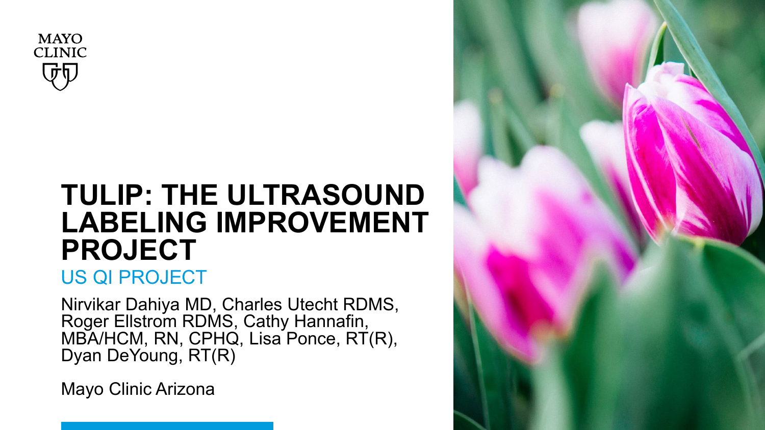MAYO CLINIC

# TULIP: THE ULTRASOUND LABELING IMPROVEMENT PROJECT

## US QI PROJECT

Nirvikar Dahiya MD, Charles Utecht RDMS, Roger Ellstrom RDMS, Cathy Hannafin, MBA/HCM, RN, CPHQ, Lisa Ponce, RT(R), Dyan DeYoung, RT(R)

Mayo Clinic Arizona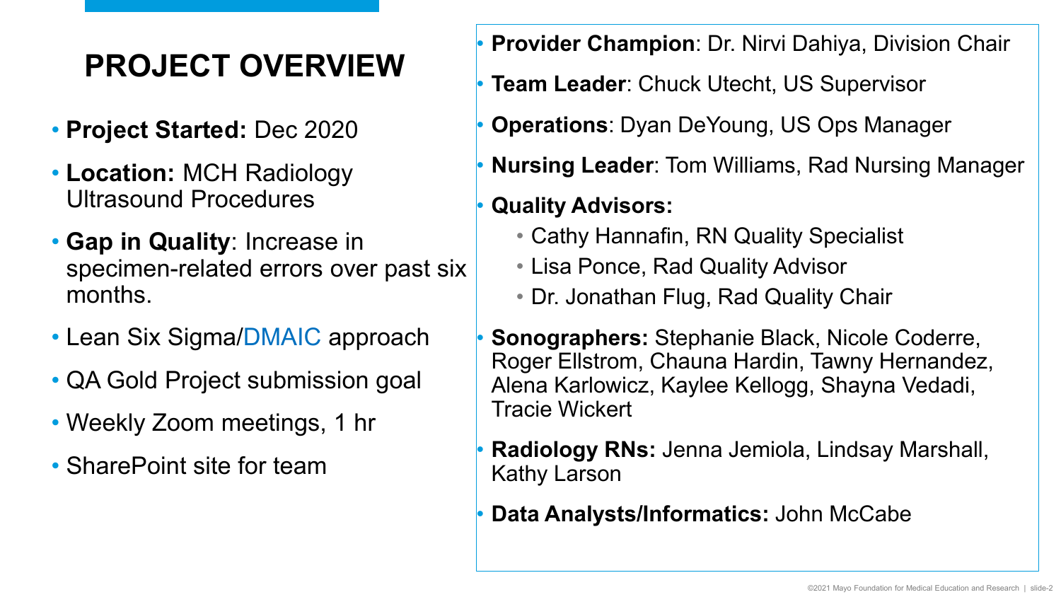# PROJECT OVERVIEW

- **Project Started:** Dec 2020
- **Location:** MCH Radiology Ultrasound Procedures
- **Gap in Quality**: Increase in specimen-related errors over past six months.
- Lean Six Sigma/DMAIC approach
- QA Gold Project submission goal
- Weekly Zoom meetings, 1 hr
- SharePoint site for team

- **Provider Champion**: Dr. Nirvi Dahiya, Division Chair
- **Team Leader**: Chuck Utecht, US Supervisor
- **Operations**: Dyan DeYoung, US Ops Manager
- **Nursing Leader**: Tom Williams, Rad Nursing Manager
- **Quality Advisors:**
  - Cathy Hannafin, RN Quality Specialist
  - Lisa Ponce, Rad Quality Advisor
  - Dr. Jonathan Flug, Rad Quality Chair
- **Sonographers:** Stephanie Black, Nicole Coderre, Roger Ellstrom, Chauna Hardin, Tawny Hernandez, Alena Karlowicz, Kaylee Kellogg, Shayna Vedadi, Tracie Wickert
- **Radiology RNs:** Jenna Jemiola, Lindsay Marshall, Kathy Larson
- **Data Analysts/Informatics:** John McCabe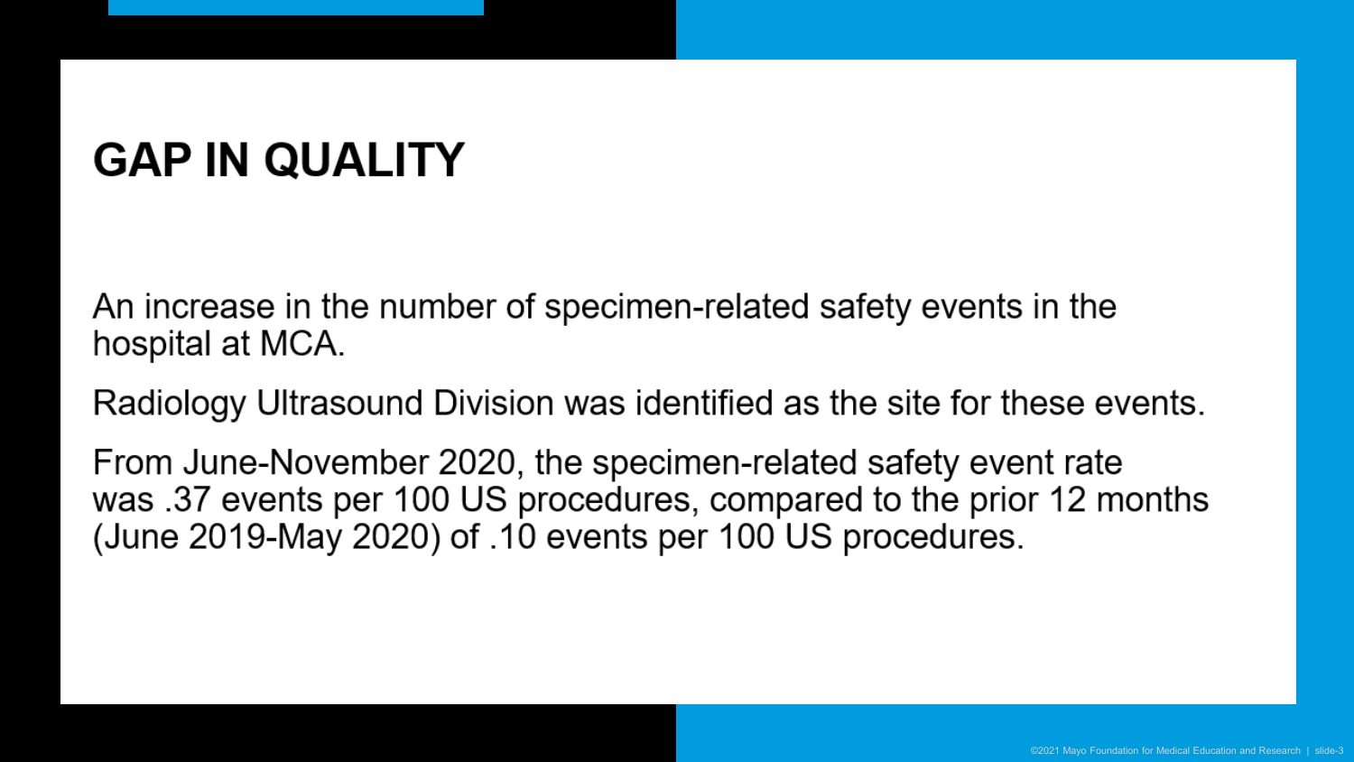# GAP IN QUALITY

An increase in the number of specimen-related safety events in the hospital at MCA.

Radiology Ultrasound Division was identified as the site for these events.

From June-November 2020, the specimen-related safety event rate was .37 events per 100 US procedures, compared to the prior 12 months (June 2019-May 2020) of .10 events per 100 US procedures.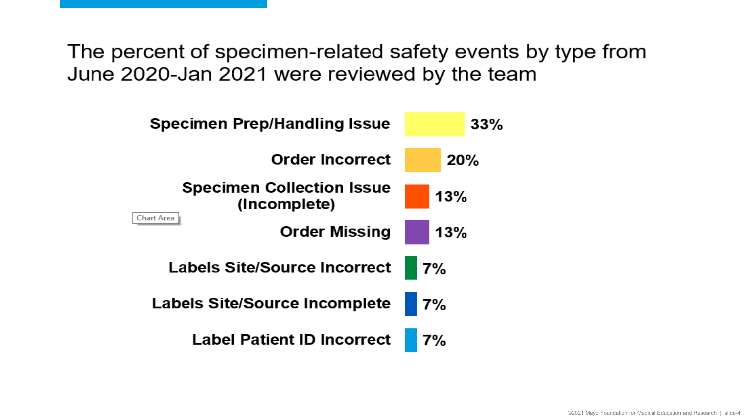# The percent of specimen-related safety events by type from June 2020-Jan 2021 were reviewed by the team

| Event Type | Percent |
| --- | --- |
| Specimen Prep/Handling Issue | 33% |
| Order Incorrect | 20% |
| Specimen Collection Issue (Incomplete) | 13% |
| Order Missing | 13% |
| Labels Site/Source Incorrect | 7% |
| Labels Site/Source Incomplete | 7% |
| Label Patient ID Incorrect | 7% |

©2021 Mayo Foundation for Medical Education and Research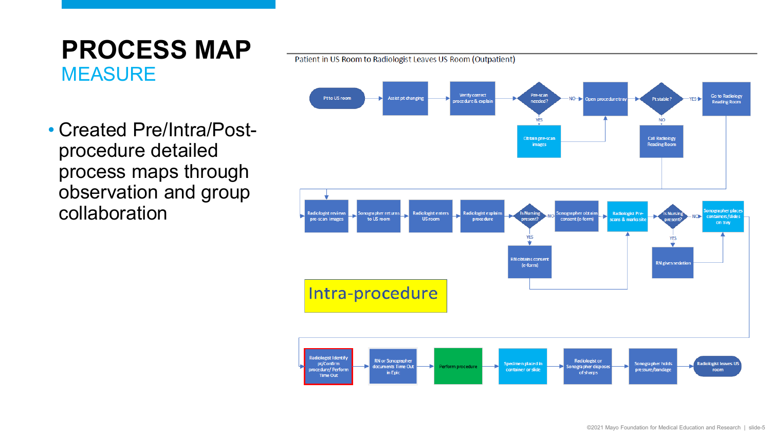# PROCESS MAP

## MEASURE

- Created Pre/Intra/Post-procedure detailed process maps through observation and group collaboration

Patient in US Room to Radiologist Leaves US Room (Outpatient)

Pt to US room → Assist pt changing → Verify correct procedure & explain → Pre-scan needed? (YES: Obtain pre-scan images) → NO → Open procedure tray → Pt stable? (NO: Call Radiology Reading Room) → YES → Go to Radiology Reading Room

Radiologist reviews pre-scan images → Sonographer returns to US room → Radiologist enters US room → Radiologist explains procedure → Is Nursing present? (YES: RN obtains consent (e-form)) → NO → Sonographer obtains consent (e-form) → Radiologist Pre-scans & marks site → Is Nursing present? (YES: RN gives sedation) → NO → Sonographer places containers/slides on tray

Intra-procedure

Radiologist Identify pt/Confirm procedure/ Perform Time Out → RN or Sonographer documents Time Out in Epic → Perform procedure → Specimen placed in container or slide → Radiologist or Sonographer disposes of sharps → Sonographer holds pressure/bandage → Radiologist leaves US room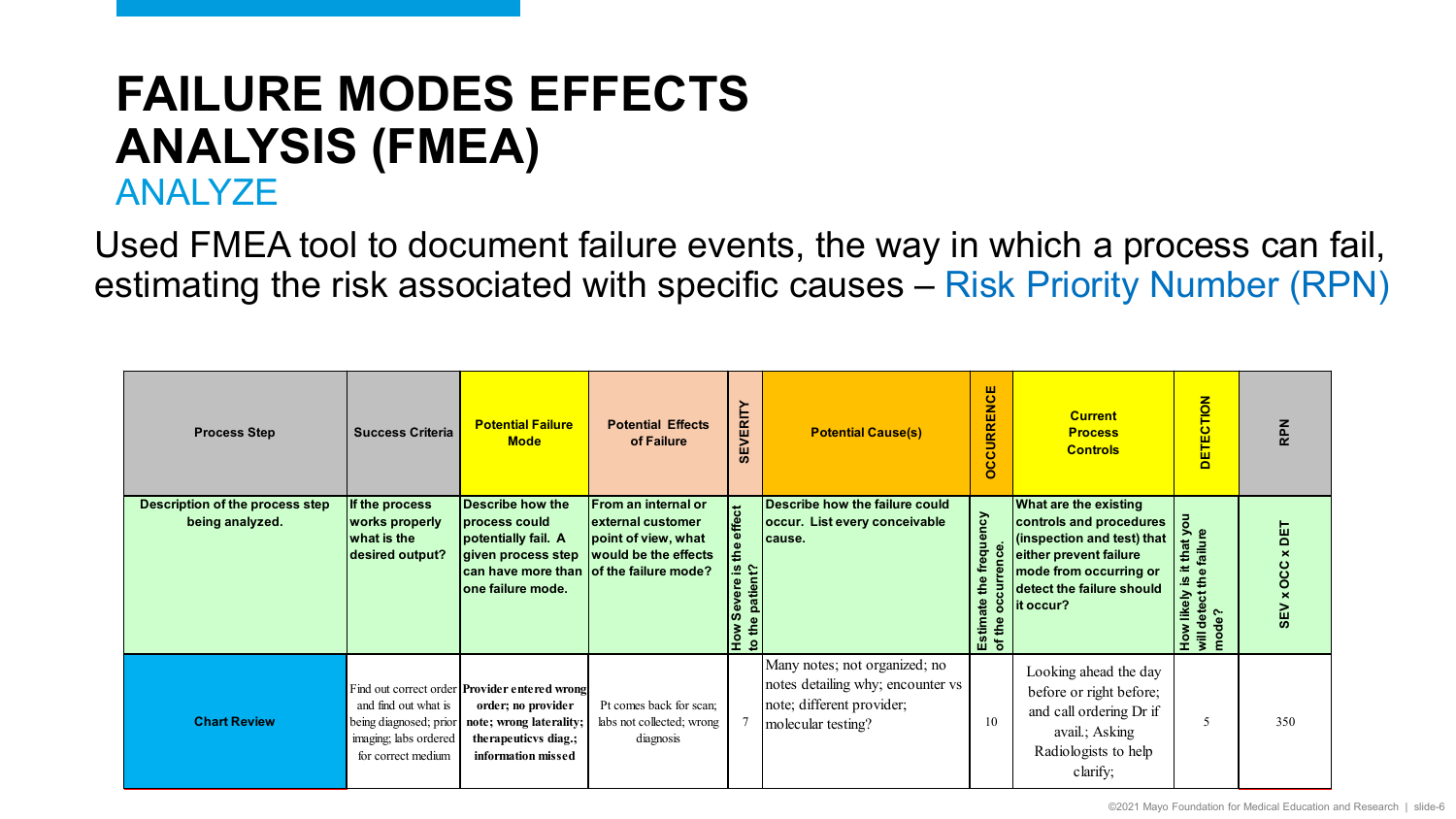# FAILURE MODES EFFECTS ANALYSIS (FMEA)

## ANALYZE

Used FMEA tool to document failure events, the way in which a process can fail, estimating the risk associated with specific causes – Risk Priority Number (RPN)

| Process Step | Success Criteria | Potential Failure Mode | Potential Effects of Failure | SEVERITY | Potential Cause(s) | OCCURRENCE | Current Process Controls | DETECTION | RPN |
|---|---|---|---|---|---|---|---|---|---|
| Description of the process step being analyzed. | If the process works properly what is the desired output? | Describe how the process could potentially fail. A given process step can have more than one failure mode. | From an internal or external customer point of view, what would be the effects of the failure mode? | How Severe is the effect to the patient? | Describe how the failure could occur. List every conceivable cause. | Estimate the frequency of the occurrence. | What are the existing controls and procedures (inspection and test) that either prevent failure mode from occurring or detect the failure should it occur? | How likely is it that you will detect the failure mode? | SEV x OCC x DET |
| **Chart Review** | Find out correct order and find out what is being diagnosed; prior imaging; labs ordered for correct medium | **Provider entered wrong order; no provider note; wrong laterality; therapeuticvs diag.; information missed** | Pt comes back for scan; labs not collected; wrong diagnosis | 7 | Many notes; not organized; no notes detailing why; encounter vs note; different provider; molecular testing? | 10 | Looking ahead the day before or right before; and call ordering Dr if avail.; Asking Radiologists to help clarify; | 5 | 350 |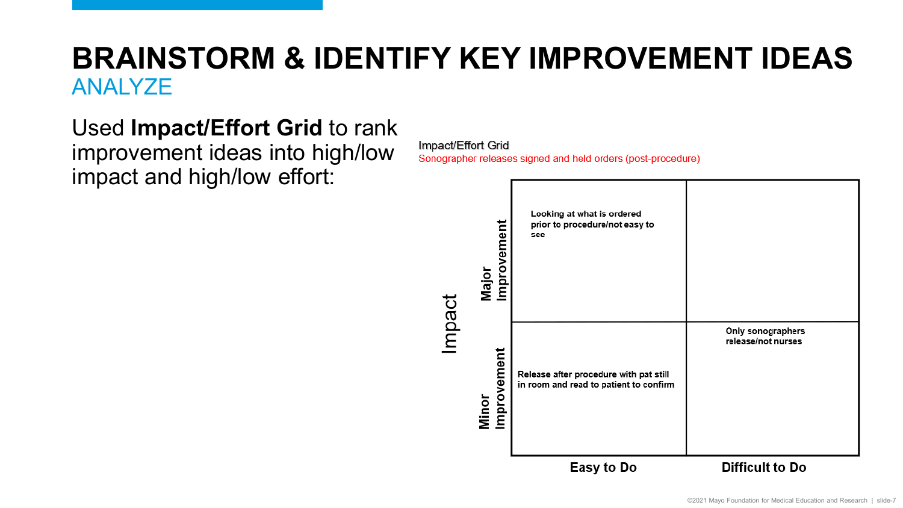# BRAINSTORM & IDENTIFY KEY IMPROVEMENT IDEAS

## ANALYZE

Used **Impact/Effort Grid** to rank improvement ideas into high/low impact and high/low effort:

Impact/Effort Grid

Sonographer releases signed and held orders (post-procedure)

| Impact | Easy to Do | Difficult to Do |
|---|---|---|
| **Major Improvement** | **Looking at what is ordered prior to procedure/not easy to see** | |
| **Minor Improvement** | **Release after procedure with pat still in room and read to patient to confirm** | **Only sonographers release/not nurses** |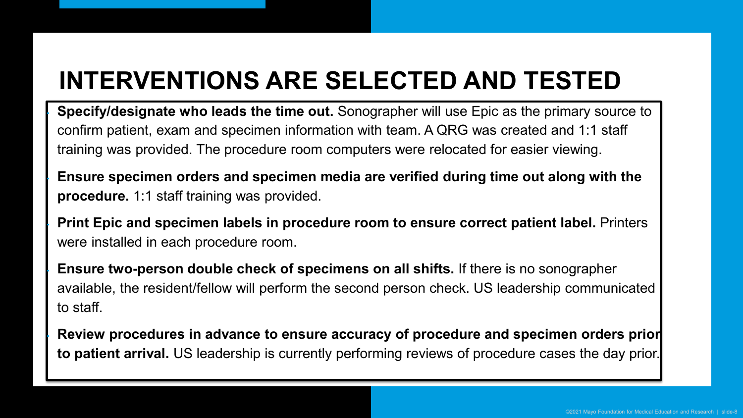# INTERVENTIONS ARE SELECTED AND TESTED

- **Specify/designate who leads the time out.** Sonographer will use Epic as the primary source to confirm patient, exam and specimen information with team. A QRG was created and 1:1 staff training was provided. The procedure room computers were relocated for easier viewing.
- **Ensure specimen orders and specimen media are verified during time out along with the procedure.** 1:1 staff training was provided.
- **Print Epic and specimen labels in procedure room to ensure correct patient label.** Printers were installed in each procedure room.
- **Ensure two-person double check of specimens on all shifts.** If there is no sonographer available, the resident/fellow will perform the second person check. US leadership communicated to staff.
- **Review procedures in advance to ensure accuracy of procedure and specimen orders prior to patient arrival.** US leadership is currently performing reviews of procedure cases the day prior.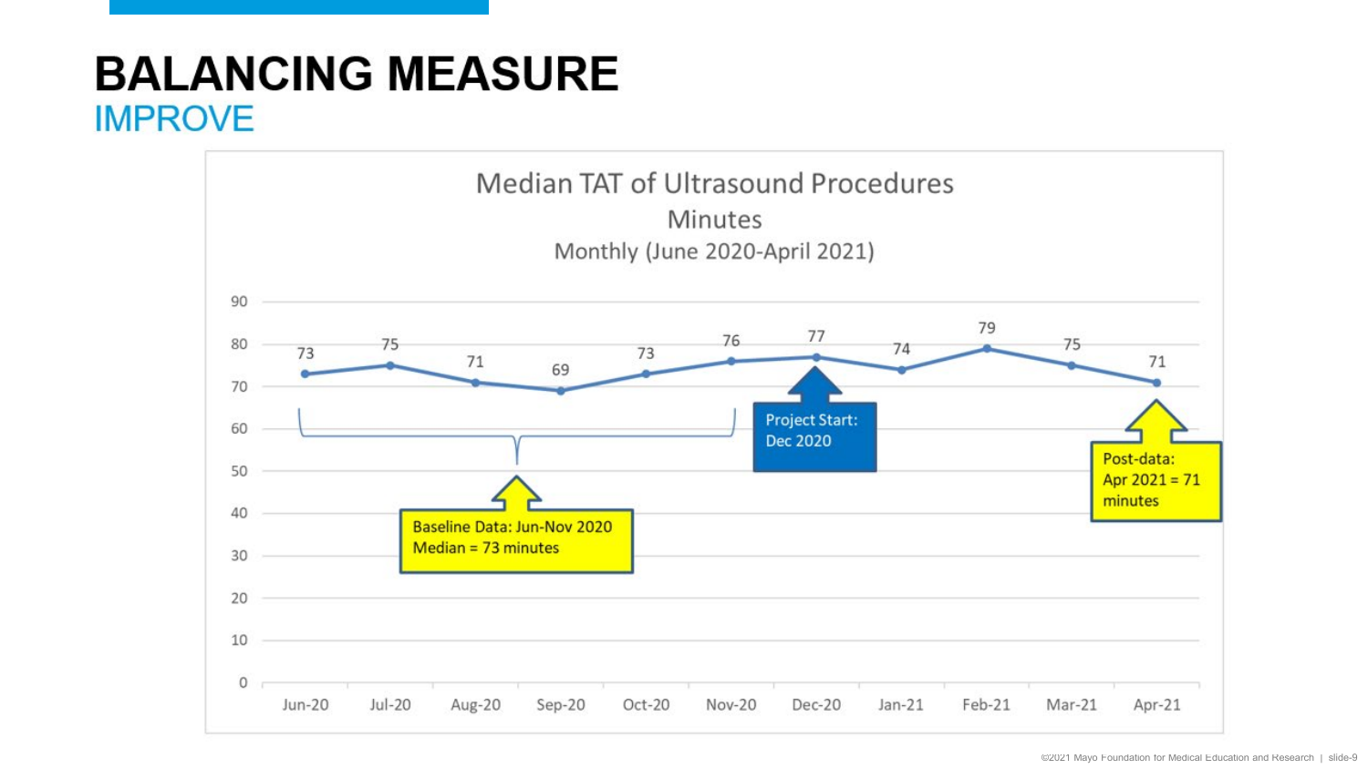# BALANCING MEASURE

## IMPROVE

Median TAT of Ultrasound Procedures

Minutes

Monthly (June 2020-April 2021)

| Month | Median TAT (minutes) |
|---|---|
| Jun-20 | 73 |
| Jul-20 | 75 |
| Aug-20 | 71 |
| Sep-20 | 69 |
| Oct-20 | 73 |
| Nov-20 | 76 |
| Dec-20 | 77 |
| Jan-21 | 74 |
| Feb-21 | 79 |
| Mar-21 | 75 |
| Apr-21 | 71 |

Baseline Data: Jun-Nov 2020 Median = 73 minutes

Project Start: Dec 2020

Post-data: Apr 2021 = 71 minutes

©2021 Mayo Foundation for Medical Education and Research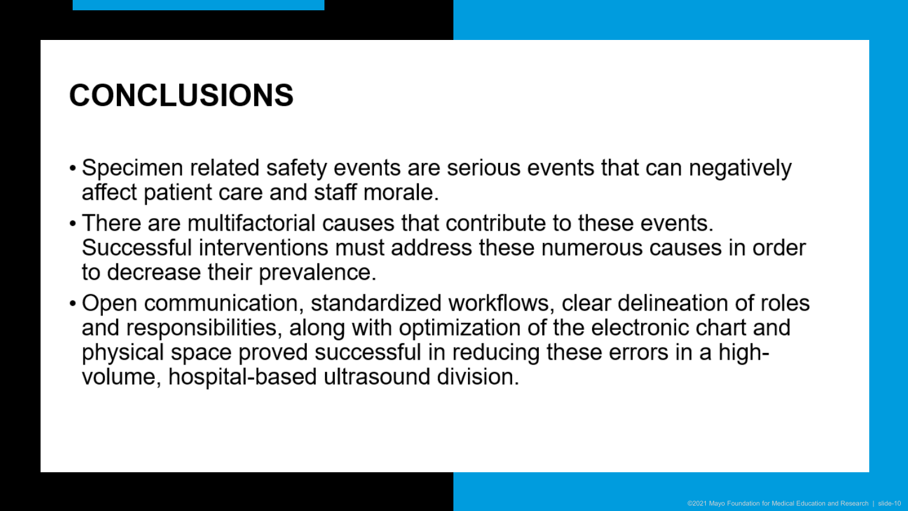# CONCLUSIONS

- Specimen related safety events are serious events that can negatively affect patient care and staff morale.
- There are multifactorial causes that contribute to these events. Successful interventions must address these numerous causes in order to decrease their prevalence.
- Open communication, standardized workflows, clear delineation of roles and responsibilities, along with optimization of the electronic chart and physical space proved successful in reducing these errors in a high-volume, hospital-based ultrasound division.